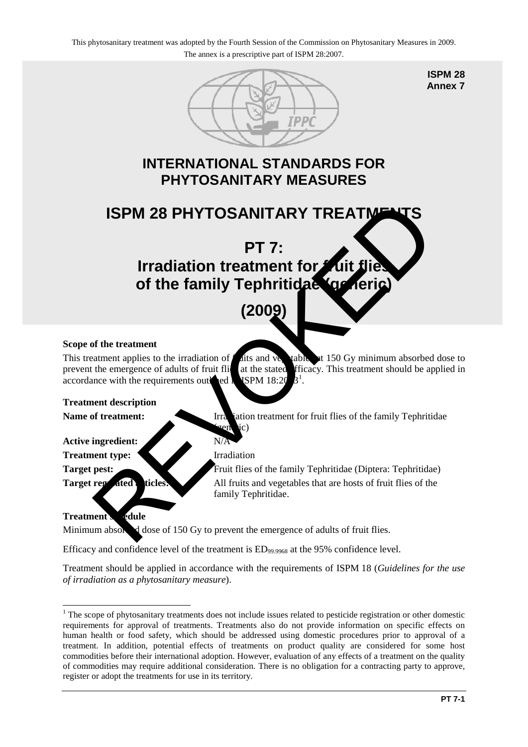This phytosanitary treatment was adopted by the Fourth Session of the Commission on Phytosanitary Measures in 2009.
The annex is a prescriptive part of ISPM 28:2007.

**ISPM 28**
**Annex 7**

# INTERNATIONAL STANDARDS FOR PHYTOSANITARY MEASURES

# ISPM 28 PHYTOSANITARY TREATMENTS

# PT 7: Irradiation treatment for fruit flies of the family Tephritidae (generic)

# (2009)

REVOKED

**Scope of the treatment**

This treatment applies to the irradiation of fruits and vegetables at 150 Gy minimum absorbed dose to prevent the emergence of adults of fruit flies at the stated efficacy. This treatment should be applied in accordance with the requirements outlined in ISPM 18:2003[1].

**Treatment description**

| | |
|---|---|
| **Name of treatment:** | Irradiation treatment for fruit flies of the family Tephritidae (generic) |
| **Active ingredient:** | N/A |
| **Treatment type:** | Irradiation |
| **Target pest:** | Fruit flies of the family Tephritidae (Diptera: Tephritidae) |
| **Target regulated articles:** | All fruits and vegetables that are hosts of fruit flies of the family Tephritidae. |

**Treatment schedule**

Minimum absorbed dose of 150 Gy to prevent the emergence of adults of fruit flies.

Efficacy and confidence level of the treatment is $ED_{99.9968}$ at the 95% confidence level.

Treatment should be applied in accordance with the requirements of ISPM 18 (*Guidelines for the use of irradiation as a phytosanitary measure*).

[1] The scope of phytosanitary treatments does not include issues related to pesticide registration or other domestic requirements for approval of treatments. Treatments also do not provide information on specific effects on human health or food safety, which should be addressed using domestic procedures prior to approval of a treatment. In addition, potential effects of treatments on product quality are considered for some host commodities before their international adoption. However, evaluation of any effects of a treatment on the quality of commodities may require additional consideration. There is no obligation for a contracting party to approve, register or adopt the treatments for use in its territory.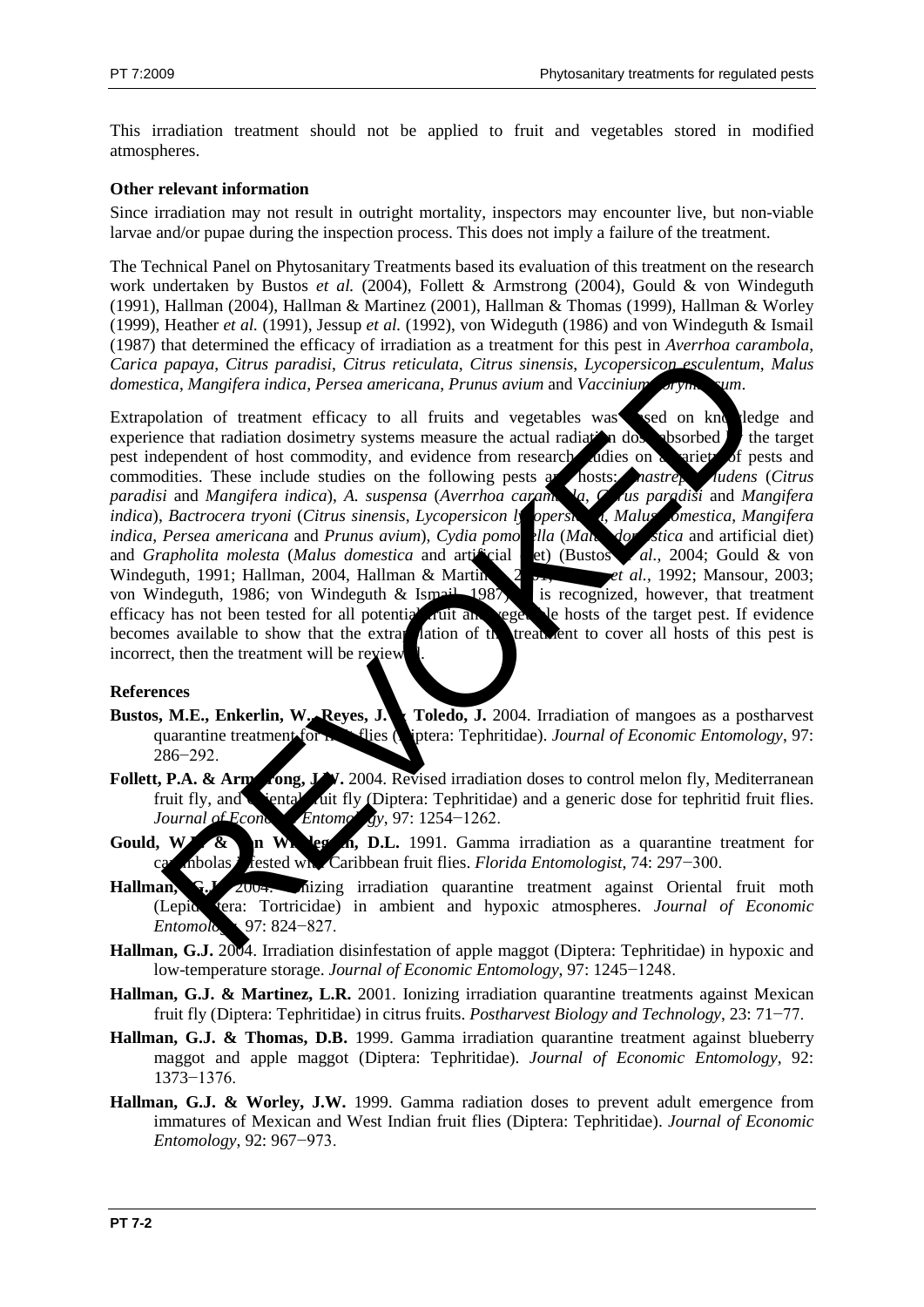This irradiation treatment should not be applied to fruit and vegetables stored in modified atmospheres.

**Other relevant information**

Since irradiation may not result in outright mortality, inspectors may encounter live, but non-viable larvae and/or pupae during the inspection process. This does not imply a failure of the treatment.

The Technical Panel on Phytosanitary Treatments based its evaluation of this treatment on the research work undertaken by Bustos *et al.* (2004), Follett & Armstrong (2004), Gould & von Windeguth (1991), Hallman (2004), Hallman & Martinez (2001), Hallman & Thomas (1999), Hallman & Worley (1999), Heather *et al.* (1991), Jessup *et al.* (1992), von Wideguth (1986) and von Windeguth & Ismail (1987) that determined the efficacy of irradiation as a treatment for this pest in *Averrhoa carambola*, *Carica papaya*, *Citrus paradisi*, *Citrus reticulata*, *Citrus sinensis*, *Lycopersicon esculentum*, *Malus domestica*, *Mangifera indica*, *Persea americana*, *Prunus avium* and *Vaccinium corymbosum*.

Extrapolation of treatment efficacy to all fruits and vegetables was based on knowledge and experience that radiation dosimetry systems measure the actual radiation dose absorbed by the target pest independent of host commodity, and evidence from research studies on a variety of pests and commodities. These include studies on the following pests and hosts: *Anastrepha ludens* (*Citrus paradisi* and *Mangifera indica*), *A. suspensa* (*Averrhoa carambola*, *Citrus paradisi* and *Mangifera indica*), *Bactrocera tryoni* (*Citrus sinensis*, *Lycopersicon lycopersicum*, *Malus domestica*, *Mangifera indica*, *Persea americana* and *Prunus avium*), *Cydia pomonella* (*Malus domestica* and artificial diet) and *Grapholita molesta* (*Malus domestica* and artificial diet) (Bustos *et al.*, 2004; Gould & von Windeguth, 1991; Hallman, 2004, Hallman & Martinez, 2001; Jessup *et al.*, 1992; Mansour, 2003; von Windeguth, 1986; von Windeguth & Ismail, 1987). It is recognized, however, that treatment efficacy has not been tested for all potential fruit and vegetable hosts of the target pest. If evidence becomes available to show that the extrapolation of the treatment to cover all hosts of this pest is incorrect, then the treatment will be reviewed.

**References**

**Bustos, M.E., Enkerlin, W., Reyes, J. & Toledo, J.** 2004. Irradiation of mangoes as a postharvest quarantine treatment for fruit flies (Diptera: Tephritidae). *Journal of Economic Entomology*, 97: 286−292.

**Follett, P.A. & Armstrong, J.W.** 2004. Revised irradiation doses to control melon fly, Mediterranean fruit fly, and Oriental fruit fly (Diptera: Tephritidae) and a generic dose for tephritid fruit flies. *Journal of Economic Entomology*, 97: 1254−1262.

**Gould, W.P. & von Windeguth, D.L.** 1991. Gamma irradiation as a quarantine treatment for carambolas infested with Caribbean fruit flies. *Florida Entomologist*, 74: 297−300.

**Hallman, G.J.** 2004. Ionizing irradiation quarantine treatment against Oriental fruit moth (Lepidoptera: Tortricidae) in ambient and hypoxic atmospheres. *Journal of Economic Entomology*, 97: 824−827.

**Hallman, G.J.** 2004. Irradiation disinfestation of apple maggot (Diptera: Tephritidae) in hypoxic and low-temperature storage. *Journal of Economic Entomology*, 97: 1245−1248.

**Hallman, G.J. & Martinez, L.R.** 2001. Ionizing irradiation quarantine treatments against Mexican fruit fly (Diptera: Tephritidae) in citrus fruits. *Postharvest Biology and Technology*, 23: 71−77.

**Hallman, G.J. & Thomas, D.B.** 1999. Gamma irradiation quarantine treatment against blueberry maggot and apple maggot (Diptera: Tephritidae). *Journal of Economic Entomology*, 92: 1373−1376.

**Hallman, G.J. & Worley, J.W.** 1999. Gamma radiation doses to prevent adult emergence from immatures of Mexican and West Indian fruit flies (Diptera: Tephritidae). *Journal of Economic Entomology*, 92: 967−973.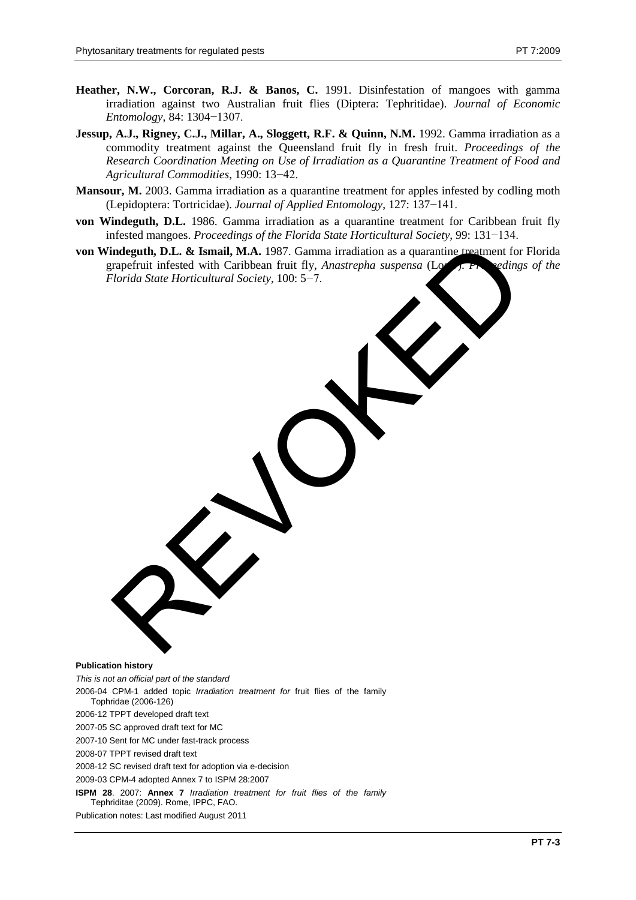**Heather, N.W., Corcoran, R.J. & Banos, C.** 1991. Disinfestation of mangoes with gamma irradiation against two Australian fruit flies (Diptera: Tephritidae). *Journal of Economic Entomology*, 84: 1304−1307.

**Jessup, A.J., Rigney, C.J., Millar, A., Sloggett, R.F. & Quinn, N.M.** 1992. Gamma irradiation as a commodity treatment against the Queensland fruit fly in fresh fruit. *Proceedings of the Research Coordination Meeting on Use of Irradiation as a Quarantine Treatment of Food and Agricultural Commodities*, 1990: 13−42.

**Mansour, M.** 2003. Gamma irradiation as a quarantine treatment for apples infested by codling moth (Lepidoptera: Tortricidae). *Journal of Applied Entomology*, 127: 137−141.

**von Windeguth, D.L.** 1986. Gamma irradiation as a quarantine treatment for Caribbean fruit fly infested mangoes. *Proceedings of the Florida State Horticultural Society*, 99: 131−134.

**von Windeguth, D.L. & Ismail, M.A.** 1987. Gamma irradiation as a quarantine treatment for Florida grapefruit infested with Caribbean fruit fly, *Anastrepha suspensa* (Loew). *Proceedings of the Florida State Horticultural Society*, 100: 5−7.

REVOKED

**Publication history**

*This is not an official part of the standard*

2006-04 CPM-1 added topic *Irradiation treatment for* fruit flies of the family Tophridae (2006-126)

2006-12 TPPT developed draft text

2007-05 SC approved draft text for MC

2007-10 Sent for MC under fast-track process

2008-07 TPPT revised draft text

2008-12 SC revised draft text for adoption via e-decision

2009-03 CPM-4 adopted Annex 7 to ISPM 28:2007

**ISPM 28**. 2007: **Annex 7** *Irradiation treatment for fruit flies of the family* Tephritidae (2009). Rome, IPPC, FAO.

Publication notes: Last modified August 2011